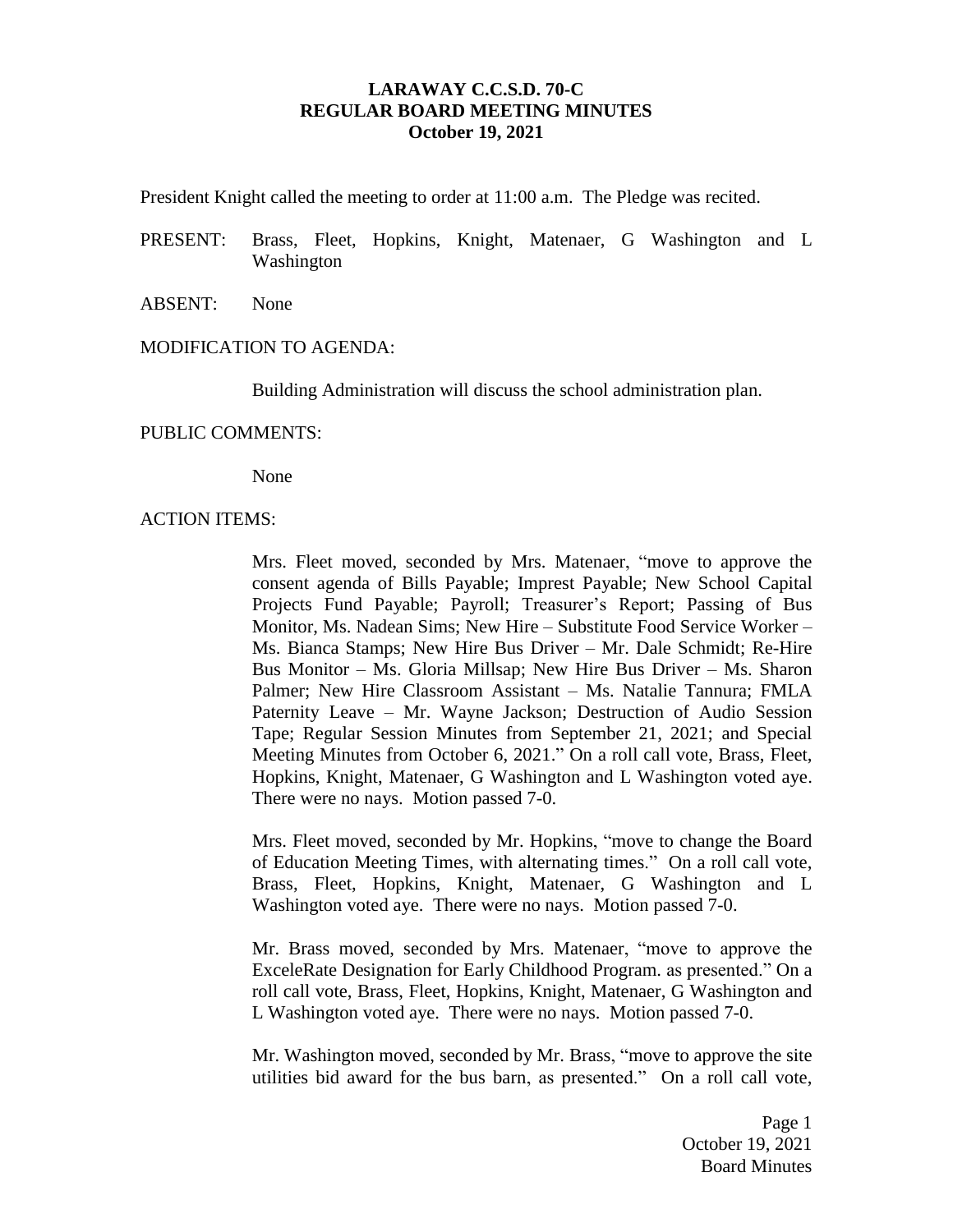# LARAWAY C.C.S.D. 70-C
## REGULAR BOARD MEETING MINUTES
### October 19, 2021

President Knight called the meeting to order at 11:00 a.m. The Pledge was recited.

PRESENT: Brass, Fleet, Hopkins, Knight, Matenaer, G Washington and L Washington

ABSENT: None

MODIFICATION TO AGENDA:

Building Administration will discuss the school administration plan.

PUBLIC COMMENTS:

None

ACTION ITEMS:

Mrs. Fleet moved, seconded by Mrs. Matenaer, "move to approve the consent agenda of Bills Payable; Imprest Payable; New School Capital Projects Fund Payable; Payroll; Treasurer's Report; Passing of Bus Monitor, Ms. Nadean Sims; New Hire – Substitute Food Service Worker – Ms. Bianca Stamps; New Hire Bus Driver – Mr. Dale Schmidt; Re-Hire Bus Monitor – Ms. Gloria Millsap; New Hire Bus Driver – Ms. Sharon Palmer; New Hire Classroom Assistant – Ms. Natalie Tannura; FMLA Paternity Leave – Mr. Wayne Jackson; Destruction of Audio Session Tape; Regular Session Minutes from September 21, 2021; and Special Meeting Minutes from October 6, 2021." On a roll call vote, Brass, Fleet, Hopkins, Knight, Matenaer, G Washington and L Washington voted aye. There were no nays. Motion passed 7-0.

Mrs. Fleet moved, seconded by Mr. Hopkins, "move to change the Board of Education Meeting Times, with alternating times." On a roll call vote, Brass, Fleet, Hopkins, Knight, Matenaer, G Washington and L Washington voted aye. There were no nays. Motion passed 7-0.

Mr. Brass moved, seconded by Mrs. Matenaer, "move to approve the ExceleRate Designation for Early Childhood Program. as presented." On a roll call vote, Brass, Fleet, Hopkins, Knight, Matenaer, G Washington and L Washington voted aye. There were no nays. Motion passed 7-0.

Mr. Washington moved, seconded by Mr. Brass, "move to approve the site utilities bid award for the bus barn, as presented." On a roll call vote,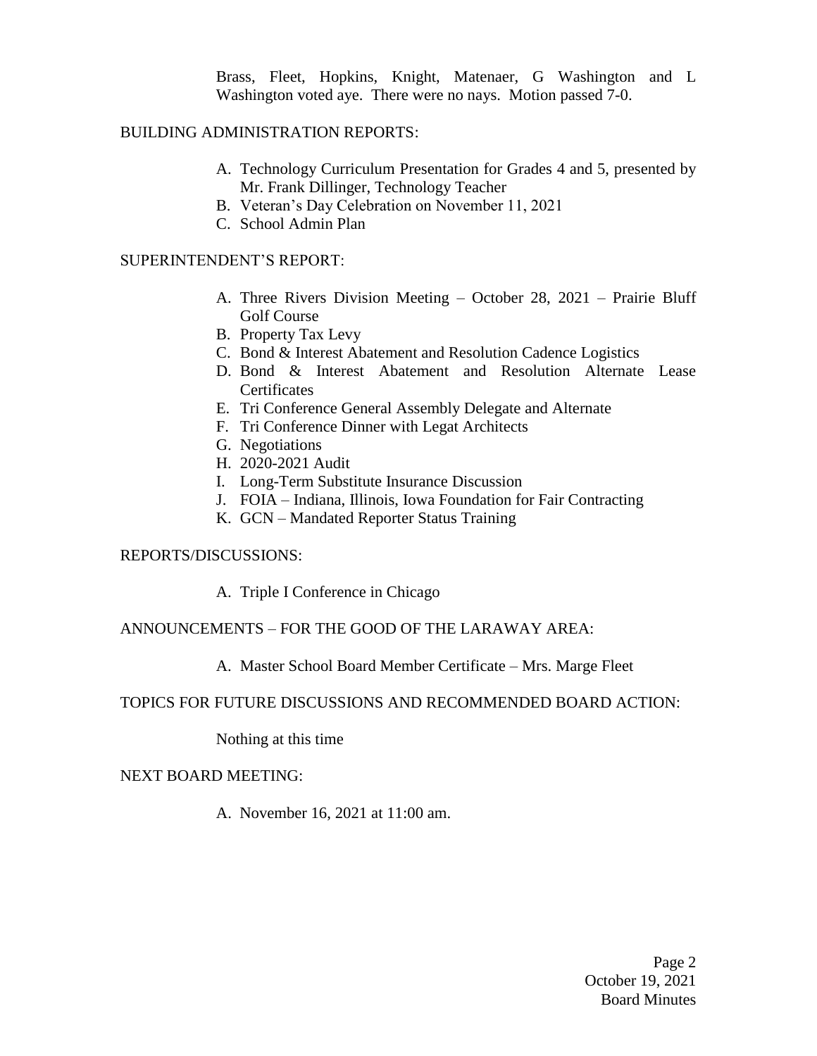Brass, Fleet, Hopkins, Knight, Matenaer, G Washington and L Washington voted aye. There were no nays. Motion passed 7-0.

BUILDING ADMINISTRATION REPORTS:

A. Technology Curriculum Presentation for Grades 4 and 5, presented by Mr. Frank Dillinger, Technology Teacher
B. Veteran's Day Celebration on November 11, 2021
C. School Admin Plan

SUPERINTENDENT'S REPORT:

A. Three Rivers Division Meeting – October 28, 2021 – Prairie Bluff Golf Course
B. Property Tax Levy
C. Bond & Interest Abatement and Resolution Cadence Logistics
D. Bond & Interest Abatement and Resolution Alternate Lease Certificates
E. Tri Conference General Assembly Delegate and Alternate
F. Tri Conference Dinner with Legat Architects
G. Negotiations
H. 2020-2021 Audit
I. Long-Term Substitute Insurance Discussion
J. FOIA – Indiana, Illinois, Iowa Foundation for Fair Contracting
K. GCN – Mandated Reporter Status Training

REPORTS/DISCUSSIONS:

A. Triple I Conference in Chicago

ANNOUNCEMENTS – FOR THE GOOD OF THE LARAWAY AREA:

A. Master School Board Member Certificate – Mrs. Marge Fleet

TOPICS FOR FUTURE DISCUSSIONS AND RECOMMENDED BOARD ACTION:

Nothing at this time

NEXT BOARD MEETING:

A. November 16, 2021 at 11:00 am.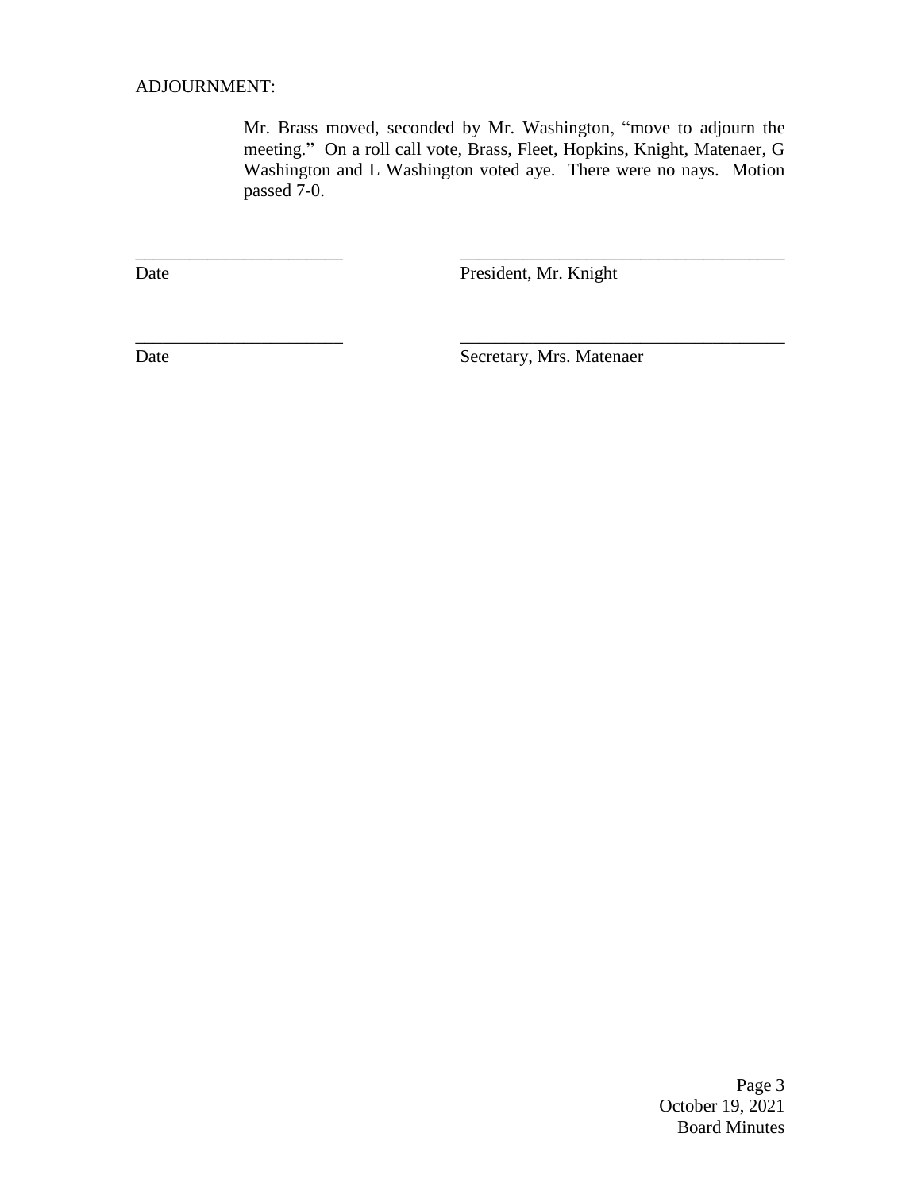ADJOURNMENT:

Mr. Brass moved, seconded by Mr. Washington, "move to adjourn the meeting." On a roll call vote, Brass, Fleet, Hopkins, Knight, Matenaer, G Washington and L Washington voted aye. There were no nays. Motion passed 7-0.

| | |
|---|---|
| _______________________ | ____________________________________ |
| Date | President, Mr. Knight |
| _______________________ | ____________________________________ |
| Date | Secretary, Mrs. Matenaer |